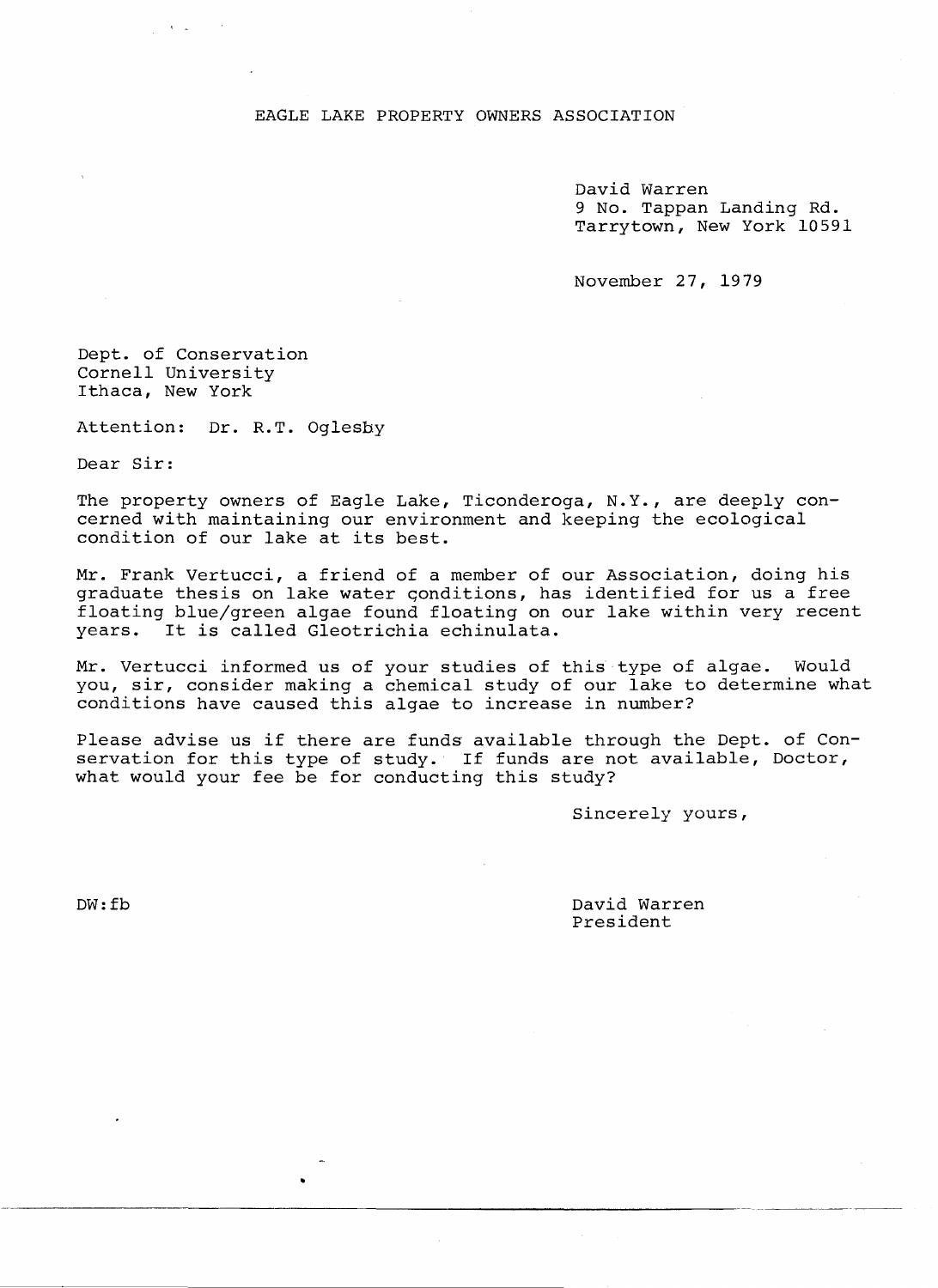EAGLE LAKE PROPERTY OWNERS ASSOCIATION

David Warren
9 No. Tappan Landing Rd.
Tarrytown, New York 10591

November 27, 1979

Dept. of Conservation
Cornell University
Ithaca, New York

Attention: Dr. R.T. Oglesby

Dear Sir:

The property owners of Eagle Lake, Ticonderoga, N.Y., are deeply concerned with maintaining our environment and keeping the ecological condition of our lake at its best.

Mr. Frank Vertucci, a friend of a member of our Association, doing his graduate thesis on lake water conditions, has identified for us a free floating blue/green algae found floating on our lake within very recent years. It is called Gleotrichia echinulata.

Mr. Vertucci informed us of your studies of this type of algae. Would you, sir, consider making a chemical study of our lake to determine what conditions have caused this algae to increase in number?

Please advise us if there are funds available through the Dept. of Conservation for this type of study. If funds are not available, Doctor, what would your fee be for conducting this study?

Sincerely yours,

DW:fb

David Warren
President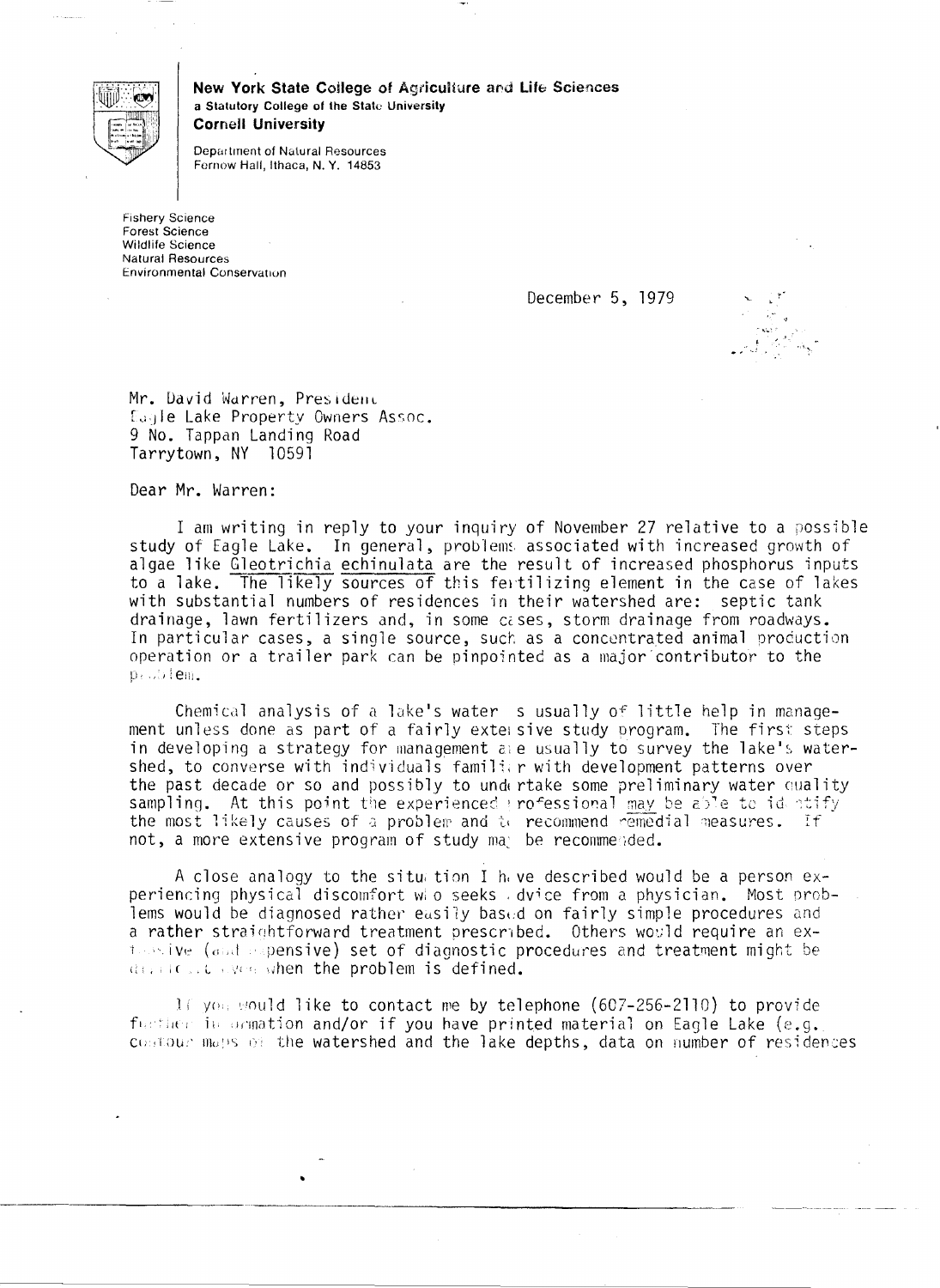**New York State College of Agriculture and Life Sciences**
**a Statutory College of the State University**
**Cornell University**

Department of Natural Resources
Fernow Hall, Ithaca, N. Y. 14853

Fishery Science
Forest Science
Wildlife Science
Natural Resources
Environmental Conservation

December 5, 1979

Mr. David Warren, President
Eagle Lake Property Owners Assoc.
9 No. Tappan Landing Road
Tarrytown, NY 10591

Dear Mr. Warren:

I am writing in reply to your inquiry of November 27 relative to a possible study of Eagle Lake. In general, problems associated with increased growth of algae like Gleotrichia echinulata are the result of increased phosphorus inputs to a lake. The likely sources of this fertilizing element in the case of lakes with substantial numbers of residences in their watershed are: septic tank drainage, lawn fertilizers and, in some cases, storm drainage from roadways. In particular cases, a single source, such as a concentrated animal production operation or a trailer park can be pinpointed as a major contributor to the problem.

Chemical analysis of a lake's water is usually of little help in management unless done as part of a fairly extensive study program. The first steps in developing a strategy for management are usually to survey the lake's watershed, to converse with individuals familiar with development patterns over the past decade or so and possibly to undertake some preliminary water quality sampling. At this point the experienced professional may be able to identify the most likely causes of a problem and to recommend remedial measures. If not, a more extensive program of study may be recommended.

A close analogy to the situation I have described would be a person experiencing physical discomfort who seeks advice from a physician. Most problems would be diagnosed rather easily based on fairly simple procedures and a rather straightforward treatment prescribed. Others would require an extensive (and expensive) set of diagnostic procedures and treatment might be difficult even when the problem is defined.

If you would like to contact me by telephone (607-256-2110) to provide further information and/or if you have printed material on Eagle Lake (e.g. contour maps of the watershed and the lake depths, data on number of residences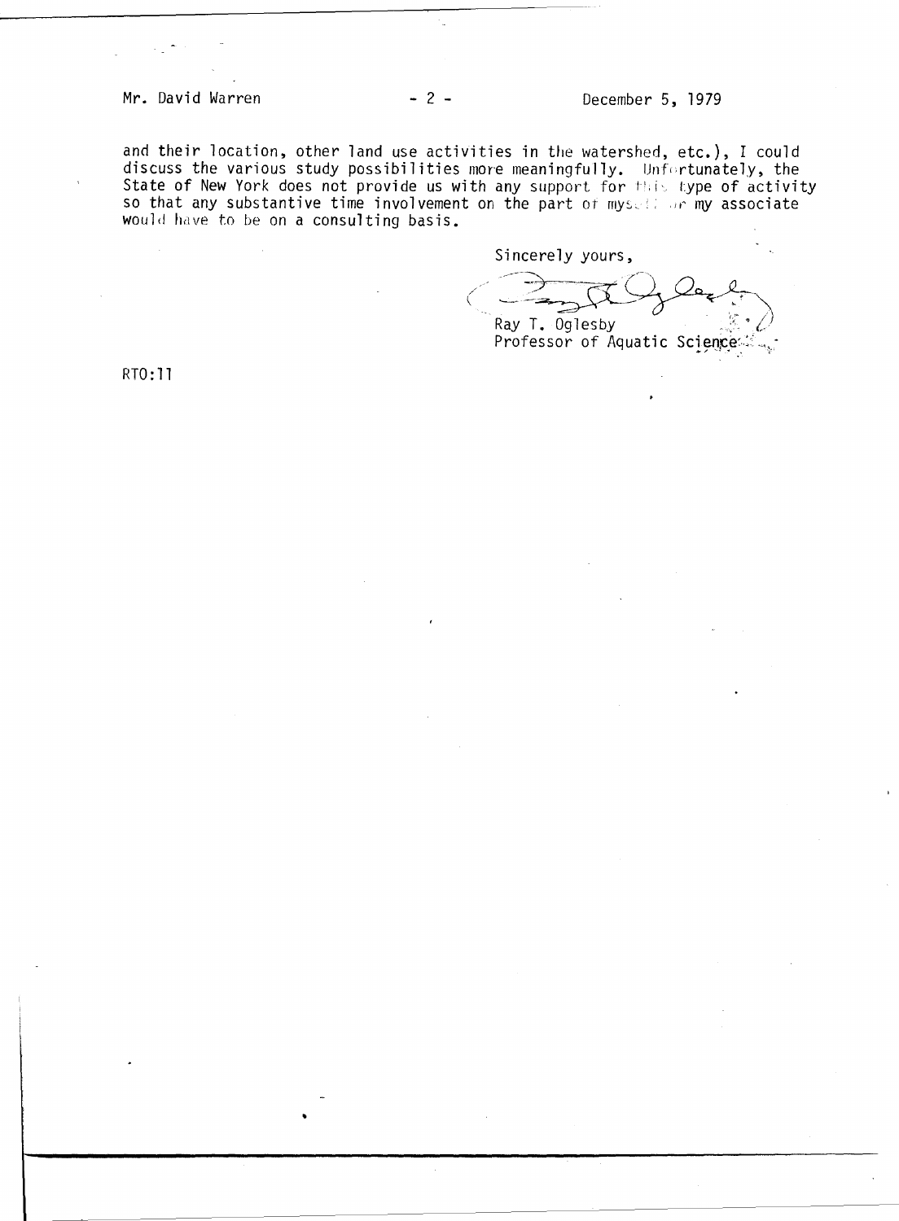and their location, other land use activities in the watershed, etc.), I could discuss the various study possibilities more meaningfully. Unfortunately, the State of New York does not provide us with any support for this type of activity so that any substantive time involvement on the part of myself or my associate would have to be on a consulting basis.

Sincerely yours,

Ray T. Oglesby
Professor of Aquatic Science

RTO:11